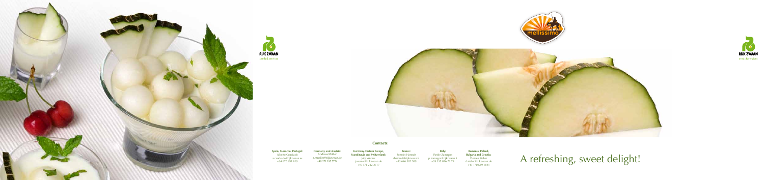RIJK ZWAAN
seeds & services

mellissimo

RIJK ZWAAN
seeds & services

**Contacts:**

**Spain, Morocco, Portugal:**
Alberto Cuadrado
a.cuadrado@rijkzwaan.es
+34 670 991 819

**Germany and Austria:**
Andreas Müller
a.mueller@rijkzwaan.de
+49 171 185 9724

**Germany, Eastern Europe, Scandinavia and Switzerland:**
Jörg Werner
j.werner@rijkzwaan.de
+49 171 212 2517

**France:**
Romain Harnault
r.harnault@rijkzwaan.fr
+33 646 302 589

**Italy:**
Paolo Zamagna
p.zamagna@rijkzwaan.it
+39 335 826 72 79

**Romania, Poland, Bulgaria and Croatia:**
Doreen Sieber
d.sieber@rijkzwaan.de
+49 170 639 1691

# A refreshing, sweet delight!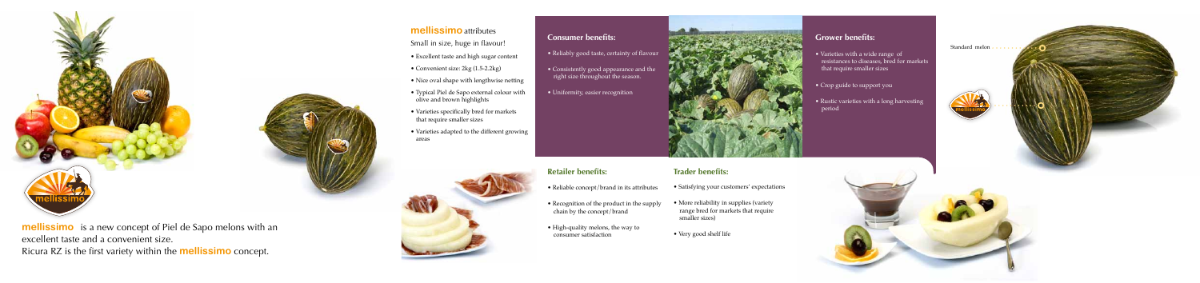**mellissimo** is a new concept of Piel de Sapo melons with an excellent taste and a convenient size.
Ricura RZ is the first variety within the **mellissimo** concept.

## mellissimo attributes

Small in size, huge in flavour!

- Excellent taste and high sugar content
- Convenient size: 2kg (1.5-2.2kg)
- Nice oval shape with lengthwise netting
- Typical Piel de Sapo external colour with olive and brown highlights
- Varieties specifically bred for markets that require smaller sizes
- Varieties adapted to the different growing areas

### Consumer benefits:

- Reliably good taste, certainty of flavour
- Consistently good appearance and the right size throughout the season.
- Uniformity, easier recognition

### Grower benefits:

- Varieties with a wide range of resistances to diseases, bred for markets that require smaller sizes
- Crop guide to support you
- Rustic varieties with a long harvesting period

Standard melon

mellissimo

### Retailer benefits:

- Reliable concept/brand in its attributes
- Recognition of the product in the supply chain by the concept/brand
- High-quality melons, the way to consumer satisfaction

### Trader benefits:

- Satisfying your customers' expectations
- More reliability in supplies (variety range bred for markets that require smaller sizes)
- Very good shelf life